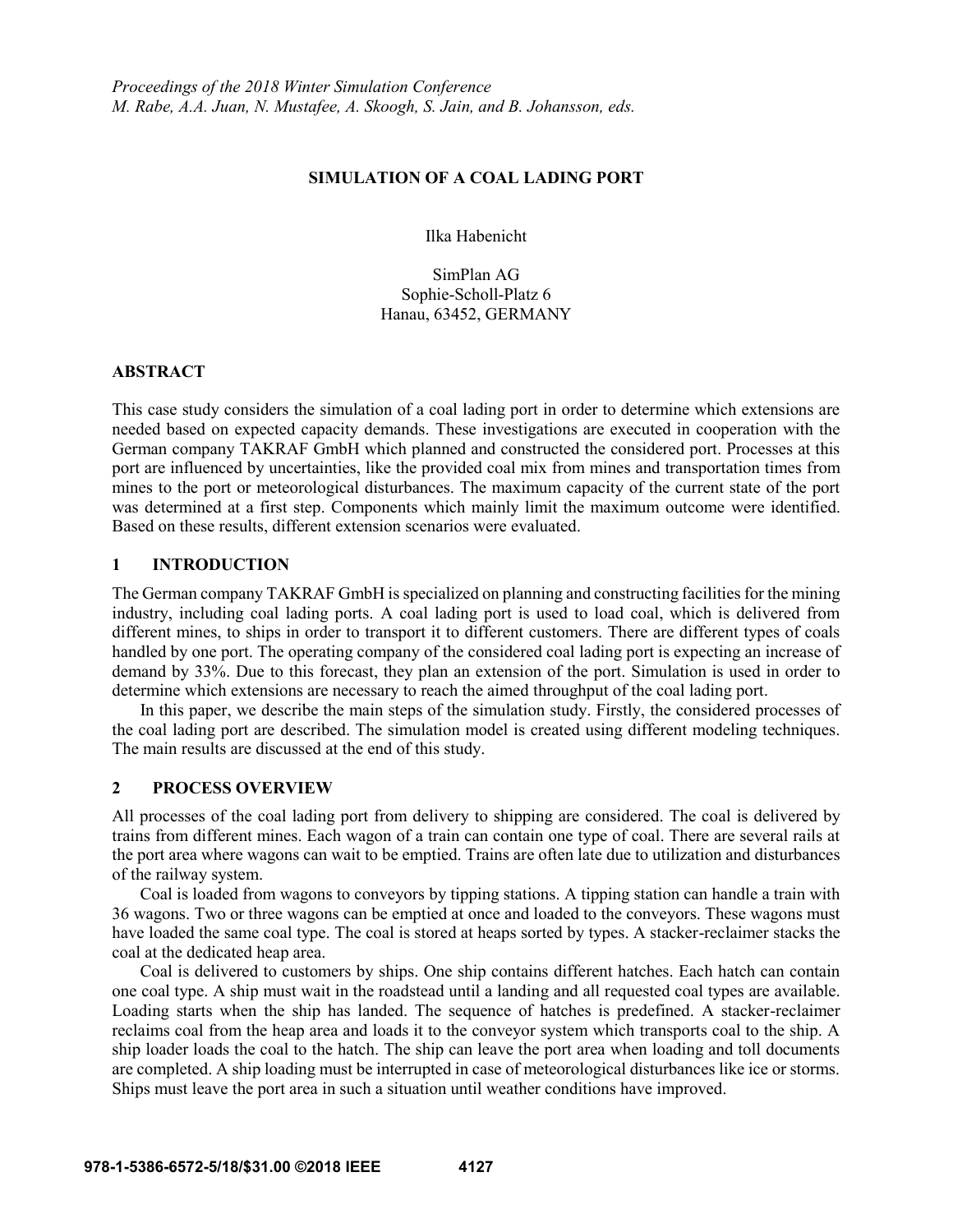*Proceedings of the 2018 Winter Simulation Conference*
*M. Rabe, A.A. Juan, N. Mustafee, A. Skoogh, S. Jain, and B. Johansson, eds.*

# SIMULATION OF A COAL LADING PORT

Ilka Habenicht

SimPlan AG
Sophie-Scholl-Platz 6
Hanau, 63452, GERMANY

## ABSTRACT

This case study considers the simulation of a coal lading port in order to determine which extensions are needed based on expected capacity demands. These investigations are executed in cooperation with the German company TAKRAF GmbH which planned and constructed the considered port. Processes at this port are influenced by uncertainties, like the provided coal mix from mines and transportation times from mines to the port or meteorological disturbances. The maximum capacity of the current state of the port was determined at a first step. Components which mainly limit the maximum outcome were identified. Based on these results, different extension scenarios were evaluated.

## 1 INTRODUCTION

The German company TAKRAF GmbH is specialized on planning and constructing facilities for the mining industry, including coal lading ports. A coal lading port is used to load coal, which is delivered from different mines, to ships in order to transport it to different customers. There are different types of coals handled by one port. The operating company of the considered coal lading port is expecting an increase of demand by 33%. Due to this forecast, they plan an extension of the port. Simulation is used in order to determine which extensions are necessary to reach the aimed throughput of the coal lading port.

In this paper, we describe the main steps of the simulation study. Firstly, the considered processes of the coal lading port are described. The simulation model is created using different modeling techniques. The main results are discussed at the end of this study.

## 2 PROCESS OVERVIEW

All processes of the coal lading port from delivery to shipping are considered. The coal is delivered by trains from different mines. Each wagon of a train can contain one type of coal. There are several rails at the port area where wagons can wait to be emptied. Trains are often late due to utilization and disturbances of the railway system.

Coal is loaded from wagons to conveyors by tipping stations. A tipping station can handle a train with 36 wagons. Two or three wagons can be emptied at once and loaded to the conveyors. These wagons must have loaded the same coal type. The coal is stored at heaps sorted by types. A stacker-reclaimer stacks the coal at the dedicated heap area.

Coal is delivered to customers by ships. One ship contains different hatches. Each hatch can contain one coal type. A ship must wait in the roadstead until a landing and all requested coal types are available. Loading starts when the ship has landed. The sequence of hatches is predefined. A stacker-reclaimer reclaims coal from the heap area and loads it to the conveyor system which transports coal to the ship. A ship loader loads the coal to the hatch. The ship can leave the port area when loading and toll documents are completed. A ship loading must be interrupted in case of meteorological disturbances like ice or storms. Ships must leave the port area in such a situation until weather conditions have improved.

**978-1-5386-6572-5/18/$31.00 ©2018 IEEE**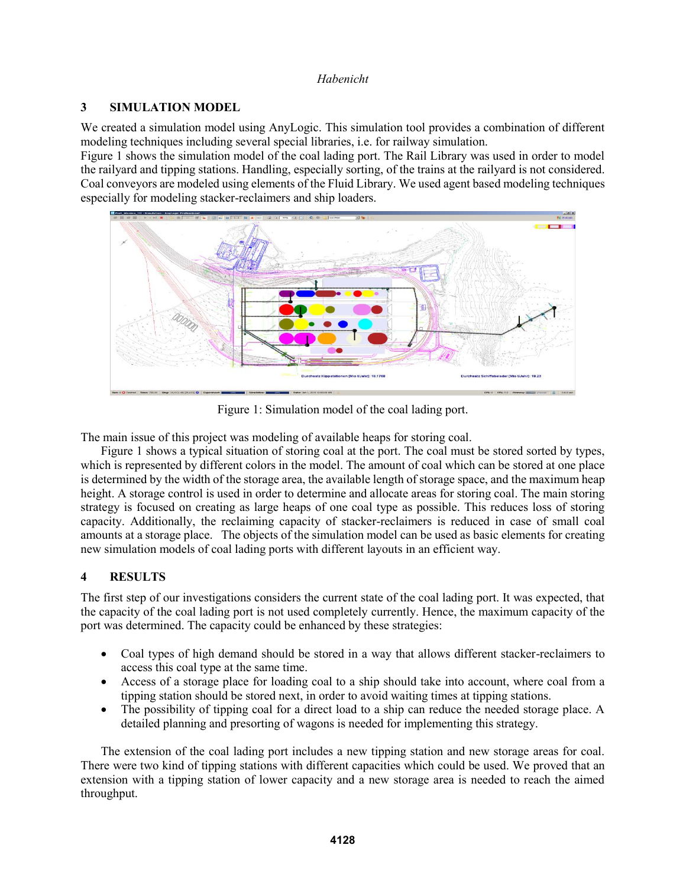## 3 SIMULATION MODEL

We created a simulation model using AnyLogic. This simulation tool provides a combination of different modeling techniques including several special libraries, i.e. for railway simulation.
Figure 1 shows the simulation model of the coal lading port. The Rail Library was used in order to model the railyard and tipping stations. Handling, especially sorting, of the trains at the railyard is not considered. Coal conveyors are modeled using elements of the Fluid Library. We used agent based modeling techniques especially for modeling stacker-reclaimers and ship loaders.

Durchsatz Kippstationen [Mio t/Jahr]: 18.1768

Durchsatz Schiffsbelader [Mio t/Jahr]: 18.23

Figure 1: Simulation model of the coal lading port.

The main issue of this project was modeling of available heaps for storing coal.

Figure 1 shows a typical situation of storing coal at the port. The coal must be stored sorted by types, which is represented by different colors in the model. The amount of coal which can be stored at one place is determined by the width of the storage area, the available length of storage space, and the maximum heap height. A storage control is used in order to determine and allocate areas for storing coal. The main storing strategy is focused on creating as large heaps of one coal type as possible. This reduces loss of storing capacity. Additionally, the reclaiming capacity of stacker-reclaimers is reduced in case of small coal amounts at a storage place. The objects of the simulation model can be used as basic elements for creating new simulation models of coal lading ports with different layouts in an efficient way.

## 4 RESULTS

The first step of our investigations considers the current state of the coal lading port. It was expected, that the capacity of the coal lading port is not used completely currently. Hence, the maximum capacity of the port was determined. The capacity could be enhanced by these strategies:

- Coal types of high demand should be stored in a way that allows different stacker-reclaimers to access this coal type at the same time.
- Access of a storage place for loading coal to a ship should take into account, where coal from a tipping station should be stored next, in order to avoid waiting times at tipping stations.
- The possibility of tipping coal for a direct load to a ship can reduce the needed storage place. A detailed planning and presorting of wagons is needed for implementing this strategy.

The extension of the coal lading port includes a new tipping station and new storage areas for coal. There were two kind of tipping stations with different capacities which could be used. We proved that an extension with a tipping station of lower capacity and a new storage area is needed to reach the aimed throughput.